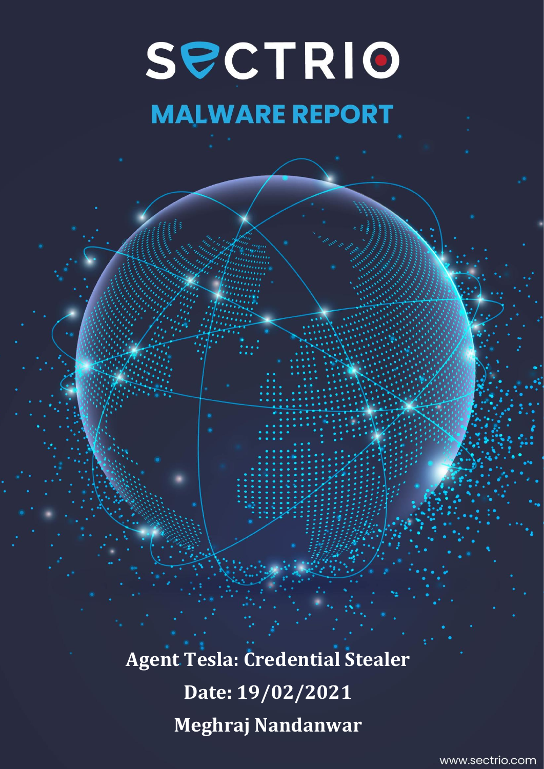# SECTRIO

## MALWARE REPORT

**Agent Tesla: Credential Stealer**

**Date: 19/02/2021**

**Meghraj Nandanwar**

www.sectrio.com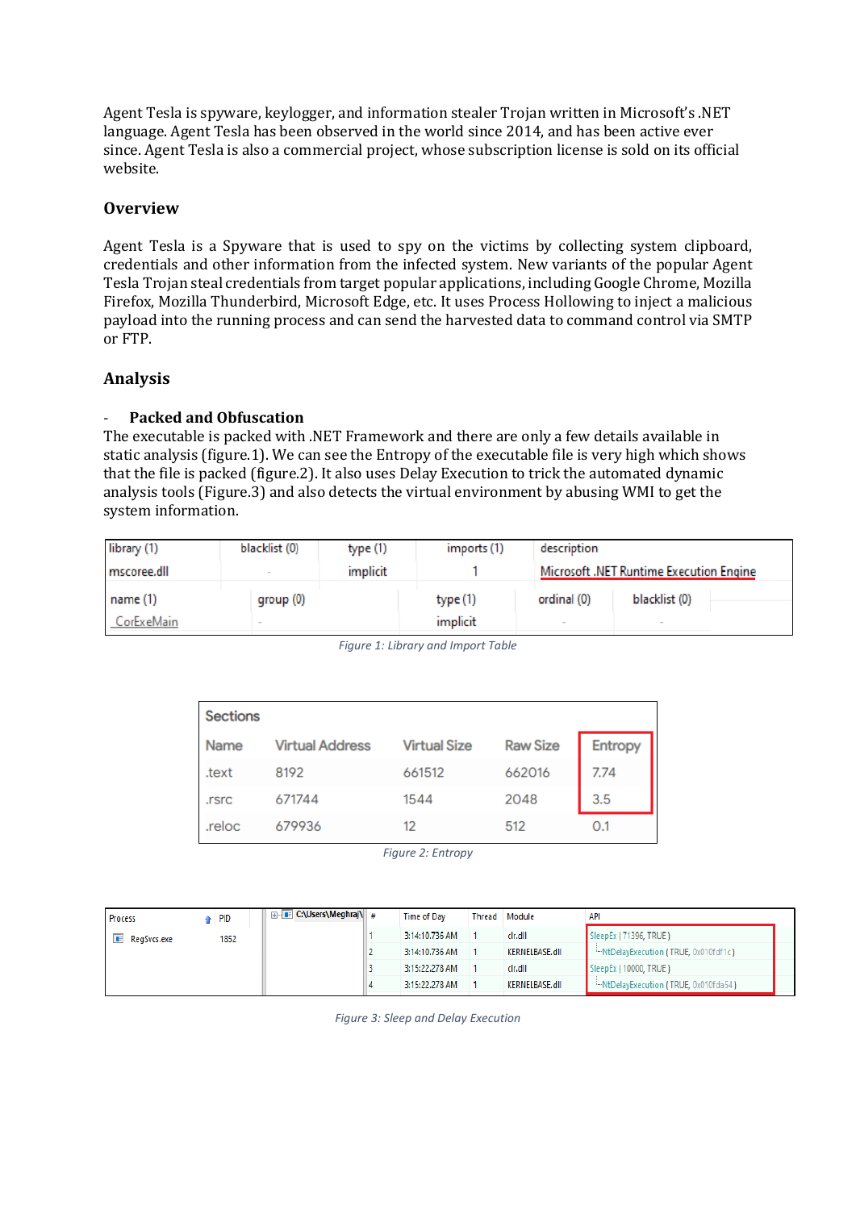Agent Tesla is spyware, keylogger, and information stealer Trojan written in Microsoft's .NET language. Agent Tesla has been observed in the world since 2014, and has been active ever since. Agent Tesla is also a commercial project, whose subscription license is sold on its official website.

## Overview

Agent Tesla is a Spyware that is used to spy on the victims by collecting system clipboard, credentials and other information from the infected system. New variants of the popular Agent Tesla Trojan steal credentials from target popular applications, including Google Chrome, Mozilla Firefox, Mozilla Thunderbird, Microsoft Edge, etc. It uses Process Hollowing to inject a malicious payload into the running process and can send the harvested data to command control via SMTP or FTP.

## Analysis

- **Packed and Obfuscation**

The executable is packed with .NET Framework and there are only a few details available in static analysis (figure.1). We can see the Entropy of the executable file is very high which shows that the file is packed (figure.2). It also uses Delay Execution to trick the automated dynamic analysis tools (Figure.3) and also detects the virtual environment by abusing WMI to get the system information.

| library (1) | blacklist (0) | type (1) | imports (1) | description |
|---|---|---|---|---|
| mscoree.dll | - | implicit | 1 | Microsoft .NET Runtime Execution Engine |

| name (1) | group (0) | type (1) | ordinal (0) | blacklist (0) |
|---|---|---|---|---|
| CorExeMain | - | implicit | - | - |

*Figure 1: Library and Import Table*

| Sections | | | | |
|---|---|---|---|---|
| Name | Virtual Address | Virtual Size | Raw Size | Entropy |
| .text | 8192 | 661512 | 662016 | 7.74 |
| .rsrc | 671744 | 1544 | 2048 | 3.5 |
| .reloc | 679936 | 12 | 512 | 0.1 |

*Figure 2: Entropy*

| Process | PID |
|---|---|
| RegSvcs.exe | 1852 |

| # | Time of Day | Thread | Module | API |
|---|---|---|---|---|
| 1 | 3:14:10.736 AM | 1 | clr.dll | SleepEx ( 71396, TRUE ) |
| 2 | 3:14:10.736 AM | 1 | KERNELBASE.dll | NtDelayExecution ( TRUE, 0x010fdf1c ) |
| 3 | 3:15:22.278 AM | 1 | clr.dll | SleepEx ( 10000, TRUE ) |
| 4 | 3:15:22.278 AM | 1 | KERNELBASE.dll | NtDelayExecution ( TRUE, 0x010fda54 ) |

*Figure 3: Sleep and Delay Execution*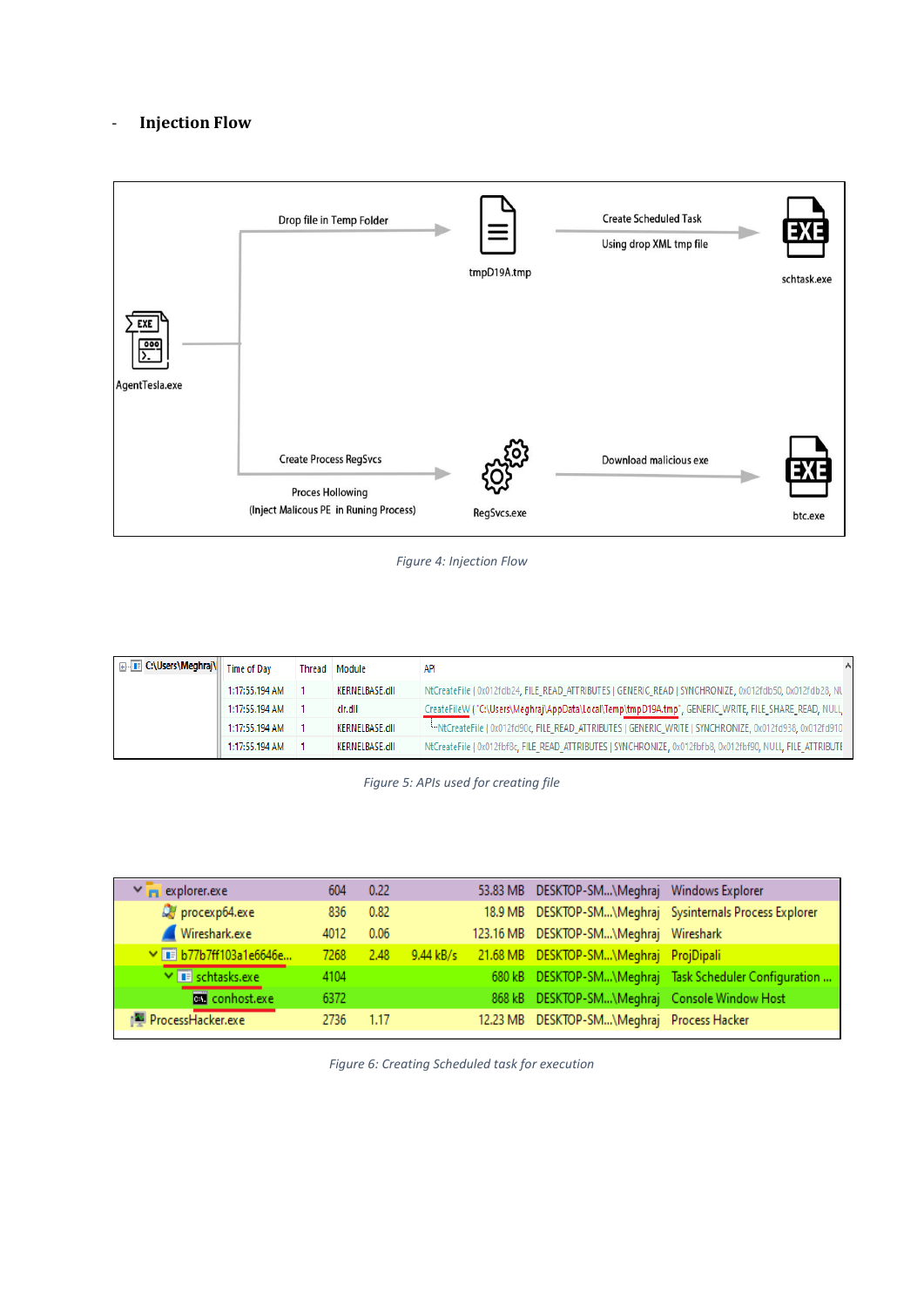- **Injection Flow**

Figure 4: Injection Flow

Figure 5: APIs used for creating file

Figure 6: Creating Scheduled task for execution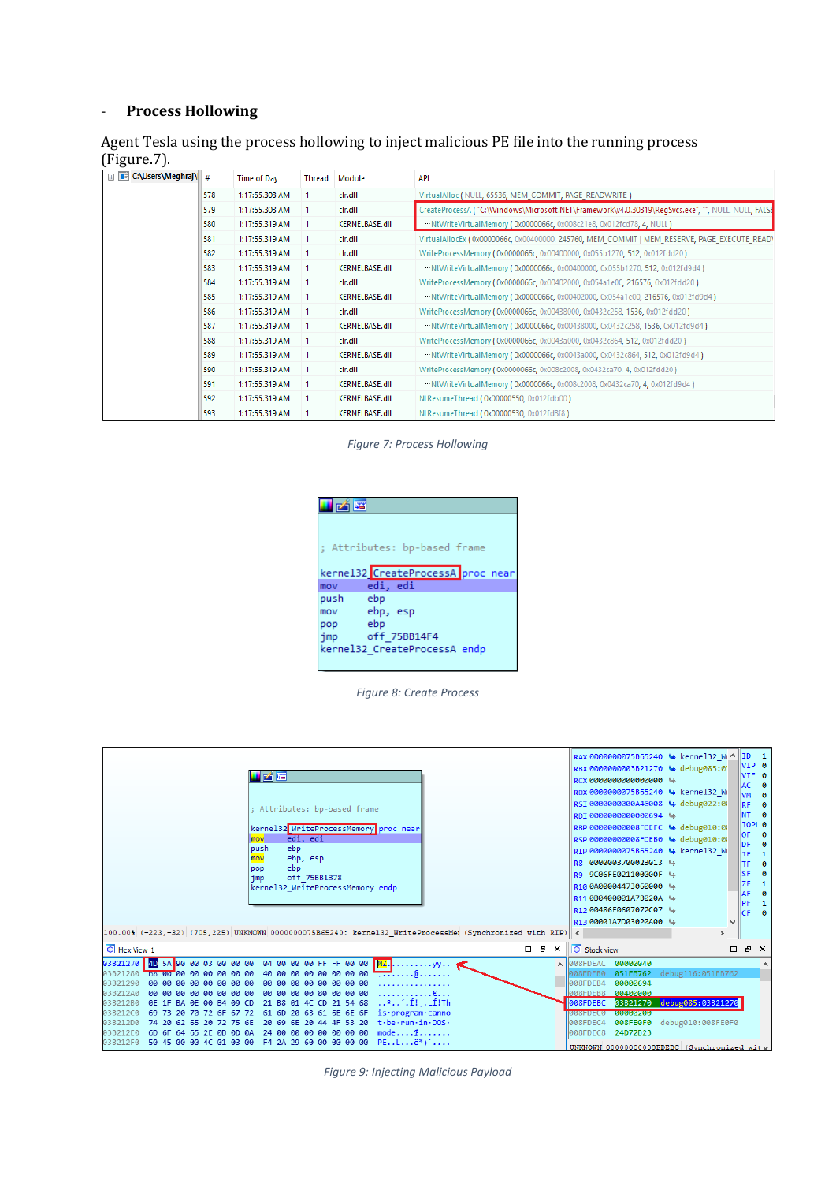- **Process Hollowing**

Agent Tesla using the process hollowing to inject malicious PE file into the running process (Figure.7).

*Figure 7: Process Hollowing*

*Figure 8: Create Process*

*Figure 9: Injecting Malicious Payload*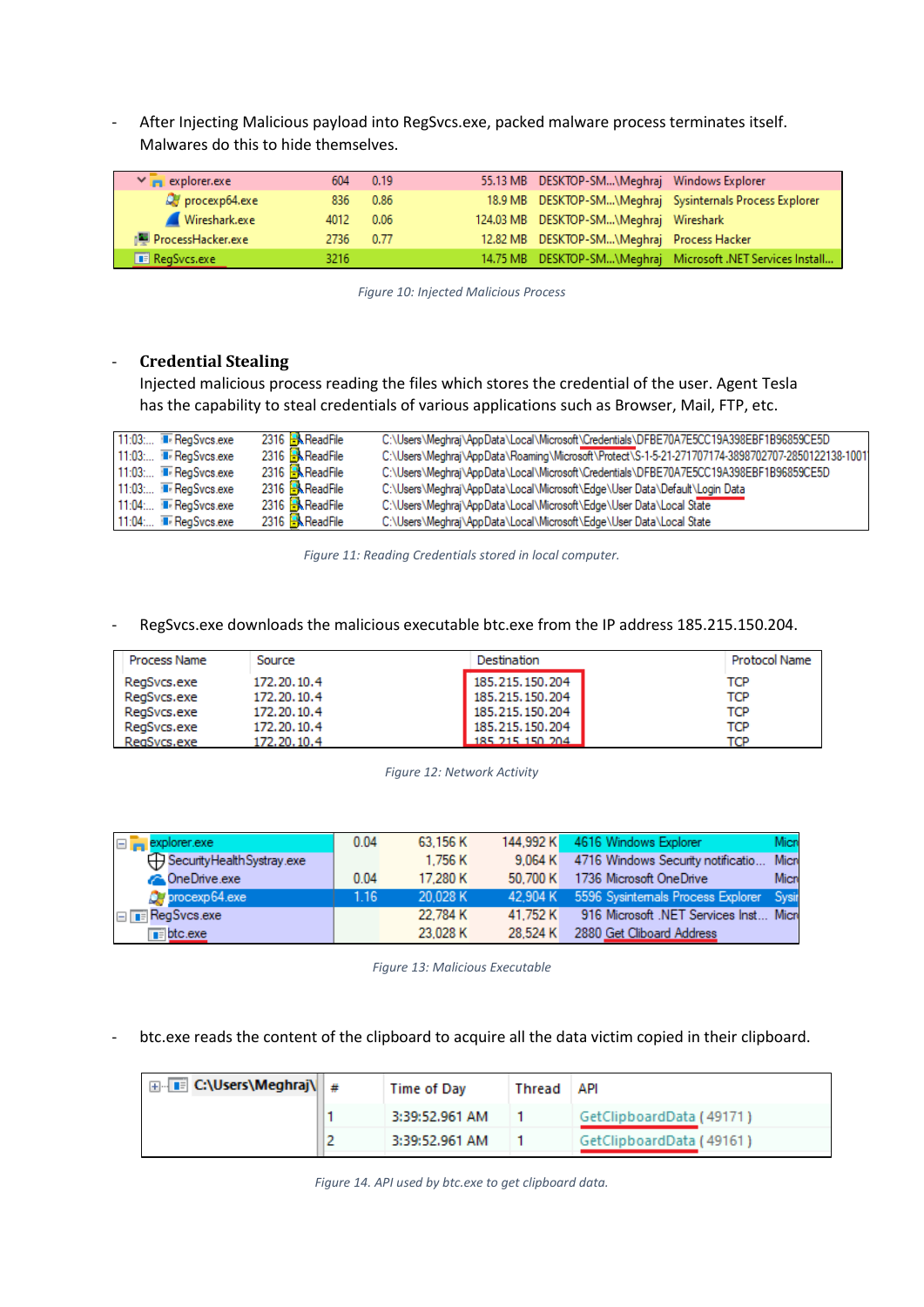- After Injecting Malicious payload into RegSvcs.exe, packed malware process terminates itself. Malwares do this to hide themselves.

| | | | | | |
|---|---|---|---|---|---|
| explorer.exe | 604 | 0.19 | 55.13 MB | DESKTOP-SM...\Meghraj | Windows Explorer |
| procexp64.exe | 836 | 0.86 | 18.9 MB | DESKTOP-SM...\Meghraj | Sysinternals Process Explorer |
| Wireshark.exe | 4012 | 0.06 | 124.03 MB | DESKTOP-SM...\Meghraj | Wireshark |
| ProcessHacker.exe | 2736 | 0.77 | 12.82 MB | DESKTOP-SM...\Meghraj | Process Hacker |
| RegSvcs.exe | 3216 | | 14.75 MB | DESKTOP-SM...\Meghraj | Microsoft .NET Services Install... |

*Figure 10: Injected Malicious Process*

- **Credential Stealing**
  Injected malicious process reading the files which stores the credential of the user. Agent Tesla has the capability to steal credentials of various applications such as Browser, Mail, FTP, etc.

| | | | | |
|---|---|---|---|---|
| 11:03:... | RegSvcs.exe | 2316 | ReadFile | C:\Users\Meghraj\AppData\Local\Microsoft\Credentials\DFBE70A7E5CC19A398EBF1B96859CE5D |
| 11:03:... | RegSvcs.exe | 2316 | ReadFile | C:\Users\Meghraj\AppData\Roaming\Microsoft\Protect\S-1-5-21-271707174-3898702707-2850122138-1001 |
| 11:03:... | RegSvcs.exe | 2316 | ReadFile | C:\Users\Meghraj\AppData\Local\Microsoft\Credentials\DFBE70A7E5CC19A398EBF1B96859CE5D |
| 11:03:... | RegSvcs.exe | 2316 | ReadFile | C:\Users\Meghraj\AppData\Local\Microsoft\Edge\User Data\Default\Login Data |
| 11:04:... | RegSvcs.exe | 2316 | ReadFile | C:\Users\Meghraj\AppData\Local\Microsoft\Edge\User Data\Local State |
| 11:04:... | RegSvcs.exe | 2316 | ReadFile | C:\Users\Meghraj\AppData\Local\Microsoft\Edge\User Data\Local State |

*Figure 11: Reading Credentials stored in local computer.*

- RegSvcs.exe downloads the malicious executable btc.exe from the IP address 185.215.150.204.

| Process Name | Source | Destination | Protocol Name |
|---|---|---|---|
| RegSvcs.exe | 172.20.10.4 | 185.215.150.204 | TCP |
| RegSvcs.exe | 172.20.10.4 | 185.215.150.204 | TCP |
| RegSvcs.exe | 172.20.10.4 | 185.215.150.204 | TCP |
| RegSvcs.exe | 172.20.10.4 | 185.215.150.204 | TCP |
| RegSvcs.exe | 172.20.10.4 | 185.215.150.204 | TCP |

*Figure 12: Network Activity*

| | | | | | |
|---|---|---|---|---|---|
| explorer.exe | 0.04 | 63,156 K | 144,992 K | 4616 Windows Explorer | Micr |
| SecurityHealthSystray.exe | | 1,756 K | 9,064 K | 4716 Windows Security notificatio... | Micr |
| OneDrive.exe | 0.04 | 17,280 K | 50,700 K | 1736 Microsoft OneDrive | Micr |
| procexp64.exe | 1.16 | 20,028 K | 42,904 K | 5596 Sysinternals Process Explorer | Sysi |
| RegSvcs.exe | | 22,784 K | 41,752 K | 916 Microsoft .NET Services Inst... | Micr |
| btc.exe | | 23,028 K | 28,524 K | 2880 Get Cliboard Address | |

*Figure 13: Malicious Executable*

- btc.exe reads the content of the clipboard to acquire all the data victim copied in their clipboard.

| C:\Users\Meghraj\ | # | Time of Day | Thread | API |
|---|---|---|---|---|
| | 1 | 3:39:52.961 AM | 1 | GetClipboardData ( 49171 ) |
| | 2 | 3:39:52.961 AM | 1 | GetClipboardData ( 49161 ) |

*Figure 14. API used by btc.exe to get clipboard data.*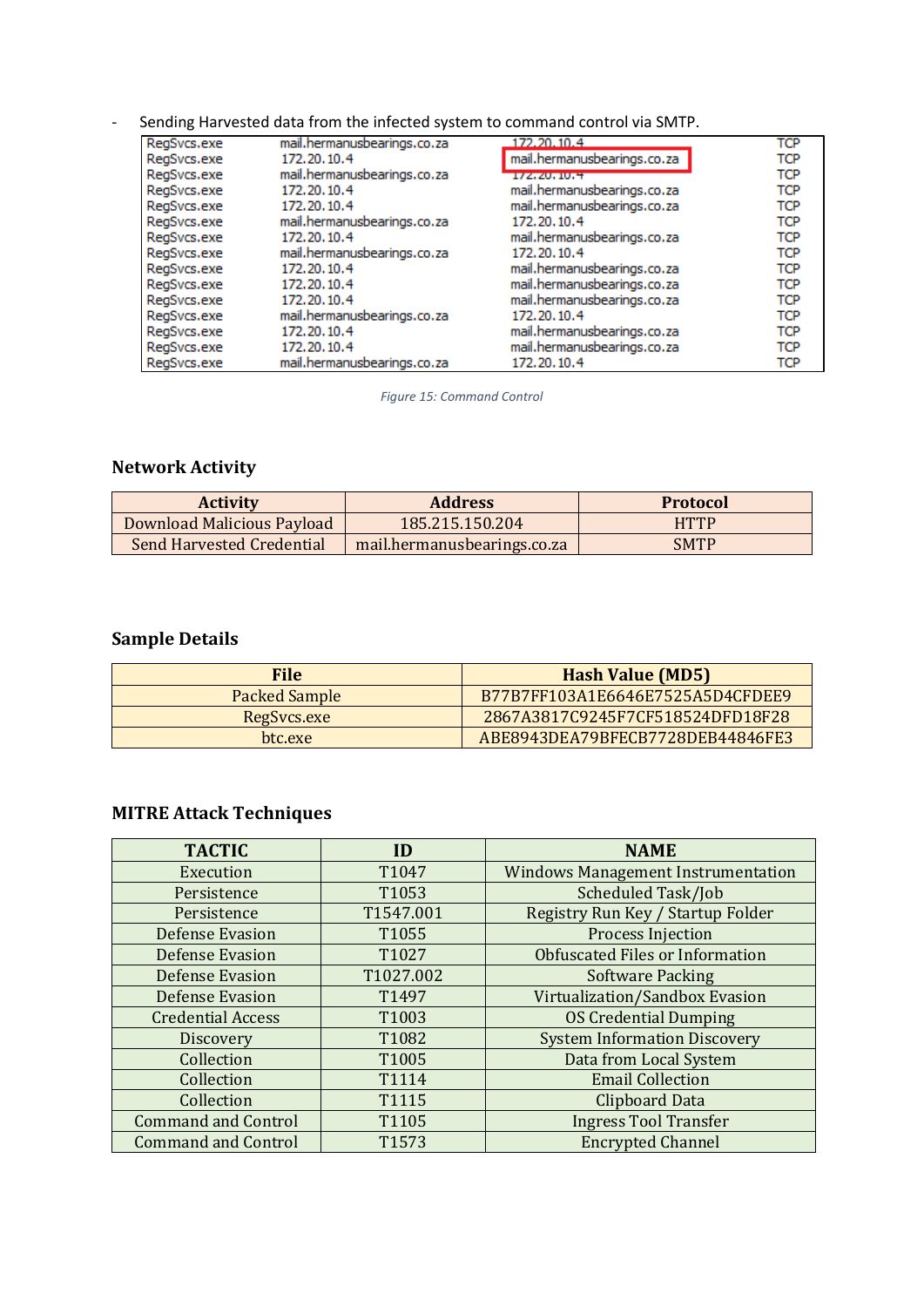- Sending Harvested data from the infected system to command control via SMTP.

| | | | |
|---|---|---|---|
| RegSvcs.exe | mail.hermanusbearings.co.za | 172.20.10.4 | TCP |
| RegSvcs.exe | 172.20.10.4 | mail.hermanusbearings.co.za | TCP |
| RegSvcs.exe | mail.hermanusbearings.co.za | 172.20.10.4 | TCP |
| RegSvcs.exe | 172.20.10.4 | mail.hermanusbearings.co.za | TCP |
| RegSvcs.exe | 172.20.10.4 | mail.hermanusbearings.co.za | TCP |
| RegSvcs.exe | mail.hermanusbearings.co.za | 172.20.10.4 | TCP |
| RegSvcs.exe | 172.20.10.4 | mail.hermanusbearings.co.za | TCP |
| RegSvcs.exe | mail.hermanusbearings.co.za | 172.20.10.4 | TCP |
| RegSvcs.exe | 172.20.10.4 | mail.hermanusbearings.co.za | TCP |
| RegSvcs.exe | 172.20.10.4 | mail.hermanusbearings.co.za | TCP |
| RegSvcs.exe | 172.20.10.4 | mail.hermanusbearings.co.za | TCP |
| RegSvcs.exe | mail.hermanusbearings.co.za | 172.20.10.4 | TCP |
| RegSvcs.exe | 172.20.10.4 | mail.hermanusbearings.co.za | TCP |
| RegSvcs.exe | 172.20.10.4 | mail.hermanusbearings.co.za | TCP |
| RegSvcs.exe | mail.hermanusbearings.co.za | 172.20.10.4 | TCP |

*Figure 15: Command Control*

## Network Activity

| Activity | Address | Protocol |
|---|---|---|
| Download Malicious Payload | 185.215.150.204 | HTTP |
| Send Harvested Credential | mail.hermanusbearings.co.za | SMTP |

## Sample Details

| File | Hash Value (MD5) |
|---|---|
| Packed Sample | B77B7FF103A1E6646E7525A5D4CFDEE9 |
| RegSvcs.exe | 2867A3817C9245F7CF518524DFD18F28 |
| btc.exe | ABE8943DEA79BFECB7728DEB44846FE3 |

## MITRE Attack Techniques

| TACTIC | ID | NAME |
|---|---|---|
| Execution | T1047 | Windows Management Instrumentation |
| Persistence | T1053 | Scheduled Task/Job |
| Persistence | T1547.001 | Registry Run Key / Startup Folder |
| Defense Evasion | T1055 | Process Injection |
| Defense Evasion | T1027 | Obfuscated Files or Information |
| Defense Evasion | T1027.002 | Software Packing |
| Defense Evasion | T1497 | Virtualization/Sandbox Evasion |
| Credential Access | T1003 | OS Credential Dumping |
| Discovery | T1082 | System Information Discovery |
| Collection | T1005 | Data from Local System |
| Collection | T1114 | Email Collection |
| Collection | T1115 | Clipboard Data |
| Command and Control | T1105 | Ingress Tool Transfer |
| Command and Control | T1573 | Encrypted Channel |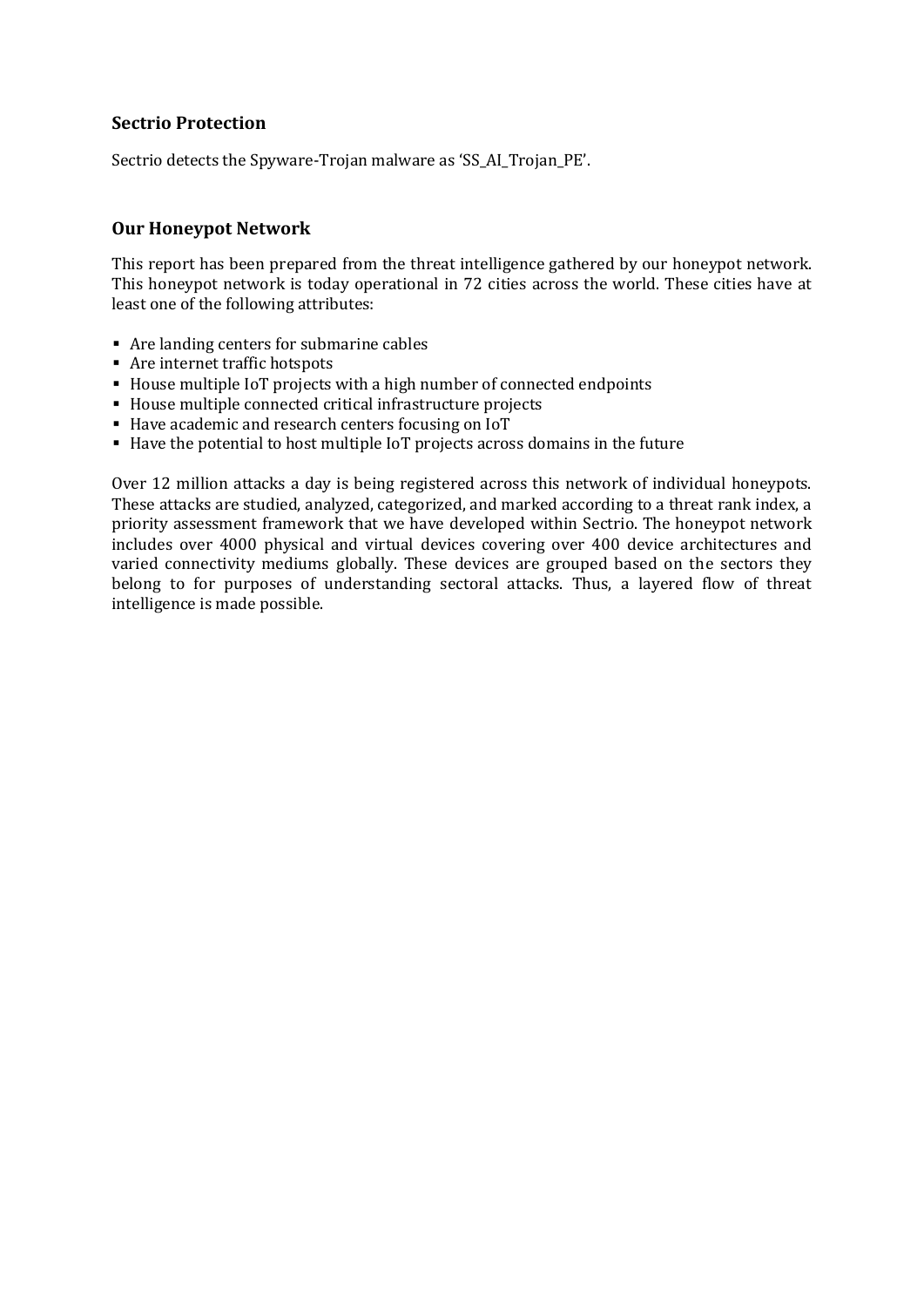## Sectrio Protection

Sectrio detects the Spyware-Trojan malware as 'SS_AI_Trojan_PE'.

## Our Honeypot Network

This report has been prepared from the threat intelligence gathered by our honeypot network. This honeypot network is today operational in 72 cities across the world. These cities have at least one of the following attributes:

- Are landing centers for submarine cables
- Are internet traffic hotspots
- House multiple IoT projects with a high number of connected endpoints
- House multiple connected critical infrastructure projects
- Have academic and research centers focusing on IoT
- Have the potential to host multiple IoT projects across domains in the future

Over 12 million attacks a day is being registered across this network of individual honeypots. These attacks are studied, analyzed, categorized, and marked according to a threat rank index, a priority assessment framework that we have developed within Sectrio. The honeypot network includes over 4000 physical and virtual devices covering over 400 device architectures and varied connectivity mediums globally. These devices are grouped based on the sectors they belong to for purposes of understanding sectoral attacks. Thus, a layered flow of threat intelligence is made possible.